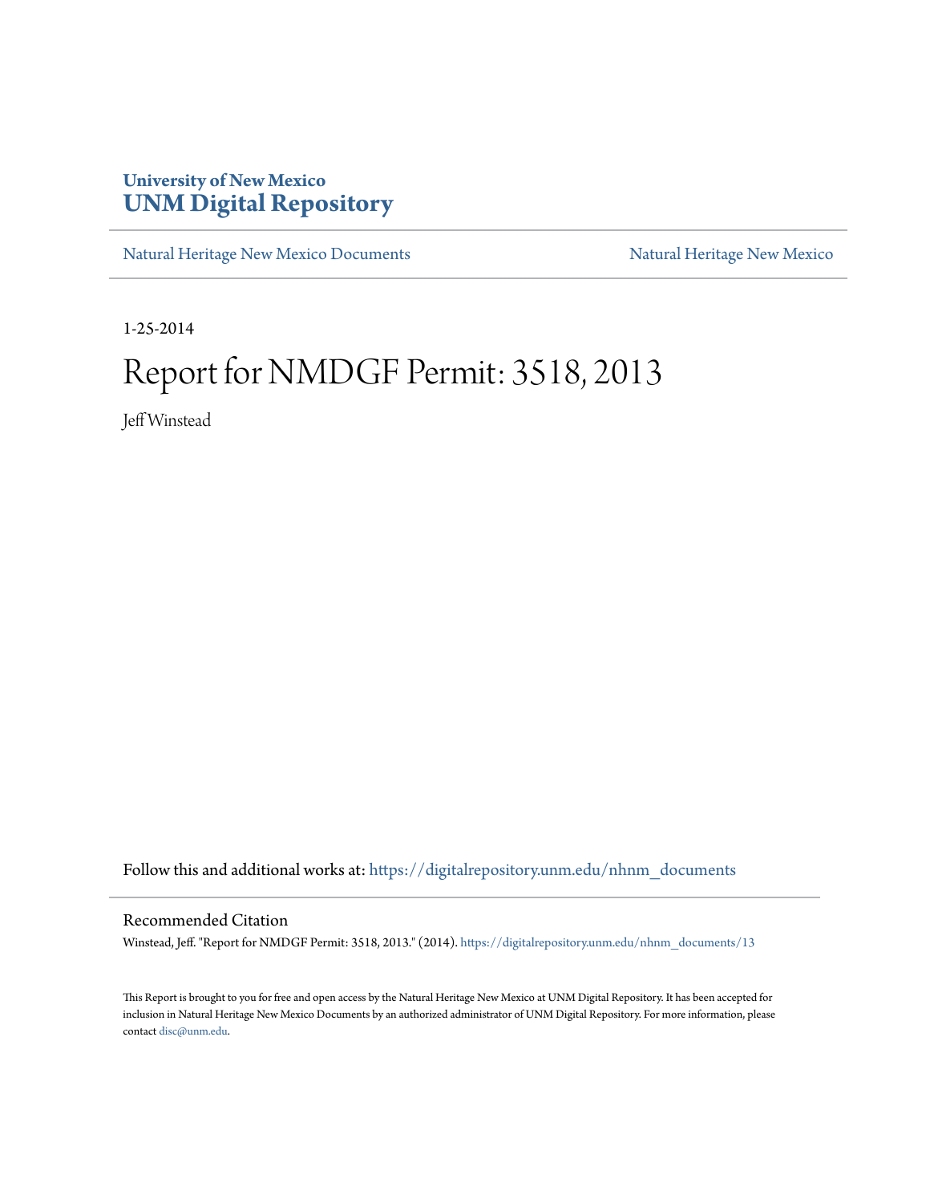University of New Mexico
# UNM Digital Repository

Natural Heritage New Mexico Documents | Natural Heritage New Mexico

1-25-2014

# Report for NMDGF Permit: 3518, 2013

Jeff Winstead

Follow this and additional works at: https://digitalrepository.unm.edu/nhnm_documents

## Recommended Citation

Winstead, Jeff. "Report for NMDGF Permit: 3518, 2013." (2014). https://digitalrepository.unm.edu/nhnm_documents/13

This Report is brought to you for free and open access by the Natural Heritage New Mexico at UNM Digital Repository. It has been accepted for inclusion in Natural Heritage New Mexico Documents by an authorized administrator of UNM Digital Repository. For more information, please contact disc@unm.edu.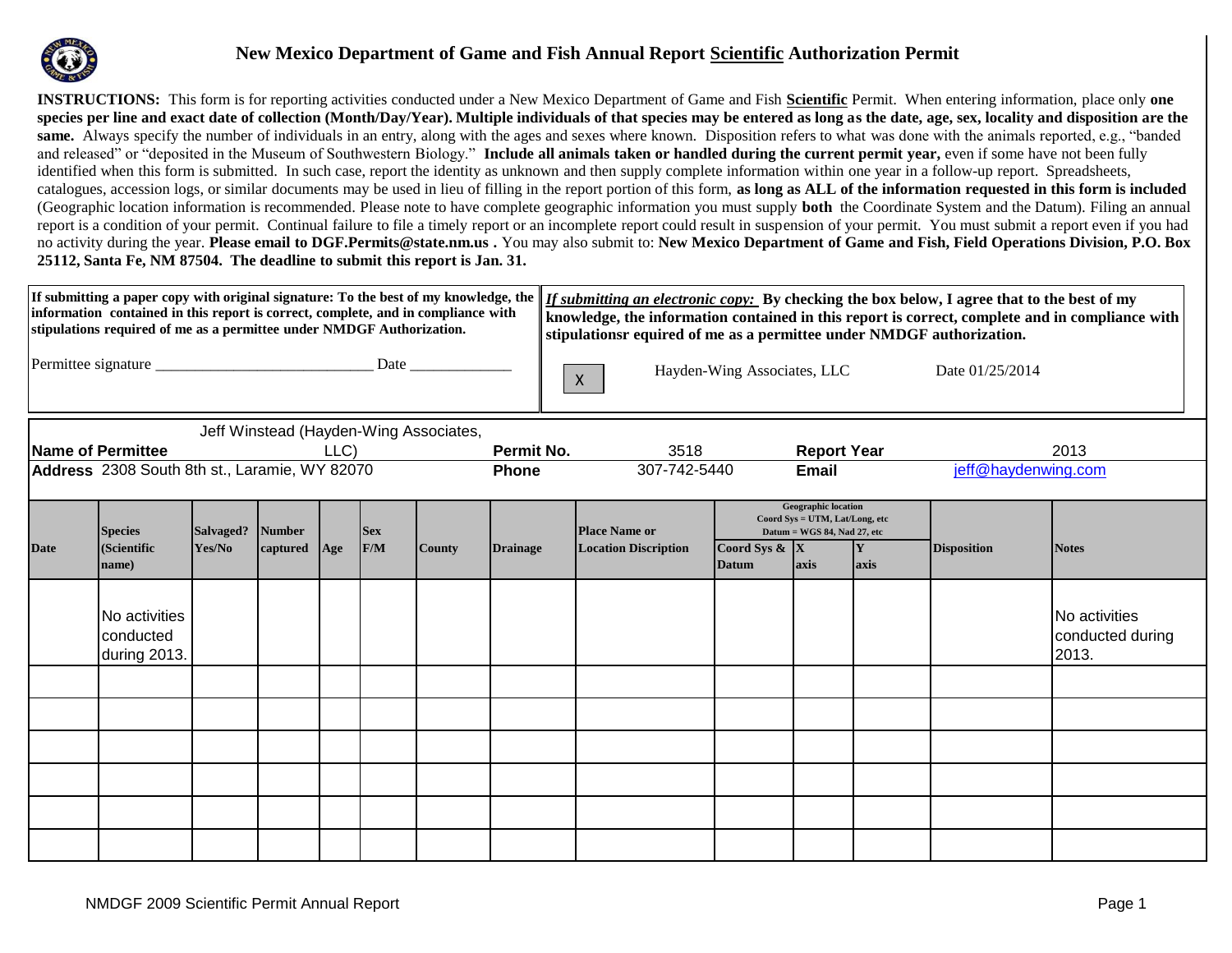# New Mexico Department of Game and Fish Annual Report Scientific Authorization Permit

**INSTRUCTIONS:** This form is for reporting activities conducted under a New Mexico Department of Game and Fish **Scientific** Permit. When entering information, place only **one species per line and exact date of collection (Month/Day/Year). Multiple individuals of that species may be entered as long as the date, age, sex, locality and disposition are the same.** Always specify the number of individuals in an entry, along with the ages and sexes where known. Disposition refers to what was done with the animals reported, e.g., "banded and released" or "deposited in the Museum of Southwestern Biology." **Include all animals taken or handled during the current permit year,** even if some have not been fully identified when this form is submitted. In such case, report the identity as unknown and then supply complete information within one year in a follow-up report. Spreadsheets, catalogues, accession logs, or similar documents may be used in lieu of filling in the report portion of this form, **as long as ALL of the information requested in this form is included** (Geographic location information is recommended. Please note to have complete geographic information you must supply **both** the Coordinate System and the Datum). Filing an annual report is a condition of your permit. Continual failure to file a timely report or an incomplete report could result in suspension of your permit. You must submit a report even if you had no activity during the year. **Please email to DGF.Permits@state.nm.us .** You may also submit to: **New Mexico Department of Game and Fish, Field Operations Division, P.O. Box 25112, Santa Fe, NM 87504. The deadline to submit this report is Jan. 31.**

**If submitting a paper copy with original signature: To the best of my knowledge, the information contained in this report is correct, complete, and in compliance with stipulations required of me as a permittee under NMDGF Authorization.**

Permittee signature ____________________________ Date _____________

***If submitting an electronic copy:*** **By checking the box below, I agree that to the best of my knowledge, the information contained in this report is correct, complete and in compliance with stipulationsr equired of me as a permittee under NMDGF authorization.**

[X] Hayden-Wing Associates, LLC Date 01/25/2014

**Name of Permittee** Jeff Winstead (Hayden-Wing Associates, LLC) **Permit No.** 3518 **Report Year** 2013

**Address** 2308 South 8th st., Laramie, WY 82070 **Phone** 307-742-5440 **Email** jeff@haydenwing.com

| Date | Species (Scientific name) | Salvaged? Yes/No | Number captured | Age | Sex F/M | County | Drainage | Place Name or Location Discription | Geographic location Coord Sys = UTM, Lat/Long, etc Datum = WGS 84, Nad 27, etc Coord Sys & Datum | X axis | Y axis | Disposition | Notes |
|---|---|---|---|---|---|---|---|---|---|---|---|---|---|
| | No activities conducted during 2013. | | | | | | | | | | | | No activities conducted during 2013. |
| | | | | | | | | | | | | | |
| | | | | | | | | | | | | | |
| | | | | | | | | | | | | | |
| | | | | | | | | | | | | | |
| | | | | | | | | | | | | | |
| | | | | | | | | | | | | | |

NMDGF 2009 Scientific Permit Annual Report